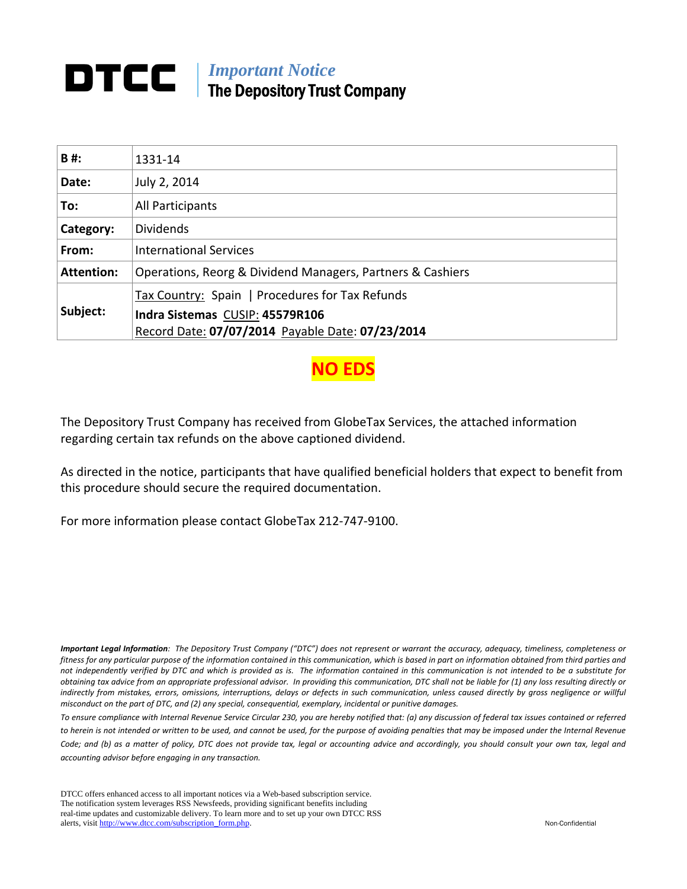# DTCC | *Important Notice* The Depository Trust Company

| **B #:** | 1331-14 |
|---|---|
| **Date:** | July 2, 2014 |
| **To:** | All Participants |
| **Category:** | Dividends |
| **From:** | International Services |
| **Attention:** | Operations, Reorg & Dividend Managers, Partners & Cashiers |
| **Subject:** | Tax Country: Spain \| Procedures for Tax Refunds<br>**Indra Sistemas** CUSIP: **45579R106**<br>Record Date: **07/07/2014** Payable Date: **07/23/2014** |

**NO EDS**

The Depository Trust Company has received from GlobeTax Services, the attached information regarding certain tax refunds on the above captioned dividend.

As directed in the notice, participants that have qualified beneficial holders that expect to benefit from this procedure should secure the required documentation.

For more information please contact GlobeTax 212-747-9100.

***Important Legal Information**: The Depository Trust Company ("DTC") does not represent or warrant the accuracy, adequacy, timeliness, completeness or fitness for any particular purpose of the information contained in this communication, which is based in part on information obtained from third parties and not independently verified by DTC and which is provided as is. The information contained in this communication is not intended to be a substitute for obtaining tax advice from an appropriate professional advisor. In providing this communication, DTC shall not be liable for (1) any loss resulting directly or indirectly from mistakes, errors, omissions, interruptions, delays or defects in such communication, unless caused directly by gross negligence or willful misconduct on the part of DTC, and (2) any special, consequential, exemplary, incidental or punitive damages.*

*To ensure compliance with Internal Revenue Service Circular 230, you are hereby notified that: (a) any discussion of federal tax issues contained or referred to herein is not intended or written to be used, and cannot be used, for the purpose of avoiding penalties that may be imposed under the Internal Revenue Code; and (b) as a matter of policy, DTC does not provide tax, legal or accounting advice and accordingly, you should consult your own tax, legal and accounting advisor before engaging in any transaction.*

DTCC offers enhanced access to all important notices via a Web-based subscription service. The notification system leverages RSS Newsfeeds, providing significant benefits including real-time updates and customizable delivery. To learn more and to set up your own DTCC RSS alerts, visit http://www.dtcc.com/subscription_form.php.

Non-Confidential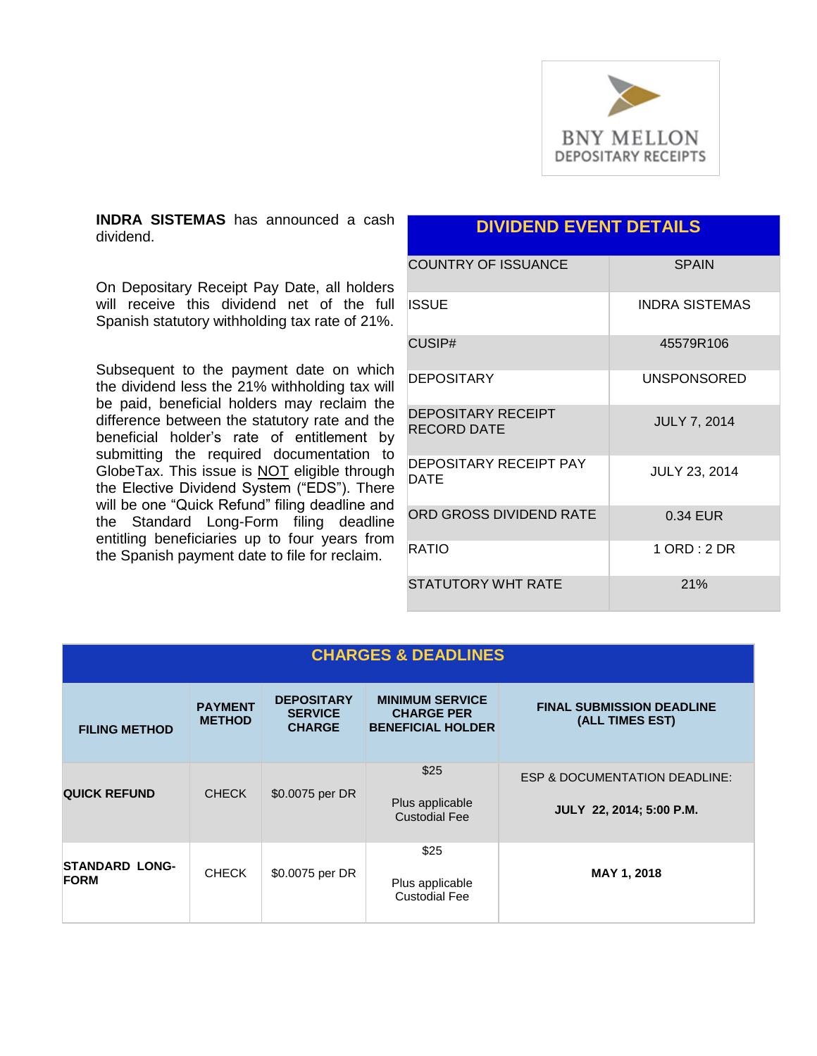**INDRA SISTEMAS** has announced a cash dividend.

On Depositary Receipt Pay Date, all holders will receive this dividend net of the full Spanish statutory withholding tax rate of 21%.

Subsequent to the payment date on which the dividend less the 21% withholding tax will be paid, beneficial holders may reclaim the difference between the statutory rate and the beneficial holder's rate of entitlement by submitting the required documentation to GlobeTax. This issue is NOT eligible through the Elective Dividend System ("EDS"). There will be one "Quick Refund" filing deadline and the Standard Long-Form filing deadline entitling beneficiaries up to four years from the Spanish payment date to file for reclaim.

| DIVIDEND EVENT DETAILS | |
|---|---|
| COUNTRY OF ISSUANCE | SPAIN |
| ISSUE | INDRA SISTEMAS |
| CUSIP# | 45579R106 |
| DEPOSITARY | UNSPONSORED |
| DEPOSITARY RECEIPT RECORD DATE | JULY 7, 2014 |
| DEPOSITARY RECEIPT PAY DATE | JULY 23, 2014 |
| ORD GROSS DIVIDEND RATE | 0.34 EUR |
| RATIO | 1 ORD : 2 DR |
| STATUTORY WHT RATE | 21% |

## CHARGES & DEADLINES

| FILING METHOD | PAYMENT METHOD | DEPOSITARY SERVICE CHARGE | MINIMUM SERVICE CHARGE PER BENEFICIAL HOLDER | FINAL SUBMISSION DEADLINE (ALL TIMES EST) |
|---|---|---|---|---|
| **QUICK REFUND** | CHECK | $0.0075 per DR | $25<br><br>Plus applicable Custodial Fee | ESP & DOCUMENTATION DEADLINE:<br><br>**JULY 22, 2014; 5:00 P.M.** |
| **STANDARD LONG-FORM** | CHECK | $0.0075 per DR | $25<br><br>Plus applicable Custodial Fee | **MAY 1, 2018** |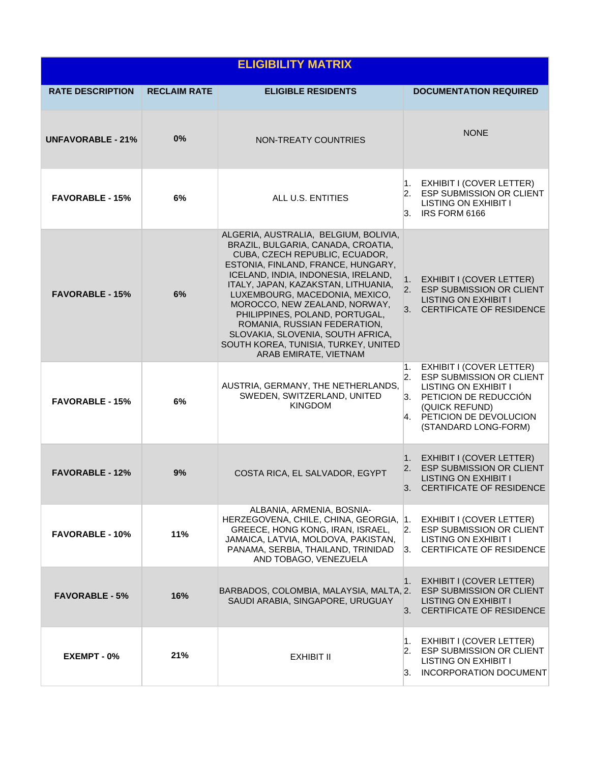## ELIGIBILITY MATRIX

| RATE DESCRIPTION | RECLAIM RATE | ELIGIBLE RESIDENTS | DOCUMENTATION REQUIRED |
|---|---|---|---|
| **UNFAVORABLE - 21%** | **0%** | NON-TREATY COUNTRIES | NONE |
| **FAVORABLE - 15%** | **6%** | ALL U.S. ENTITIES | 1. EXHIBIT I (COVER LETTER)<br>2. ESP SUBMISSION OR CLIENT LISTING ON EXHIBIT I<br>3. IRS FORM 6166 |
| **FAVORABLE - 15%** | **6%** | ALGERIA, AUSTRALIA, BELGIUM, BOLIVIA, BRAZIL, BULGARIA, CANADA, CROATIA, CUBA, CZECH REPUBLIC, ECUADOR, ESTONIA, FINLAND, FRANCE, HUNGARY, ICELAND, INDIA, INDONESIA, IRELAND, ITALY, JAPAN, KAZAKSTAN, LITHUANIA, LUXEMBOURG, MACEDONIA, MEXICO, MOROCCO, NEW ZEALAND, NORWAY, PHILIPPINES, POLAND, PORTUGAL, ROMANIA, RUSSIAN FEDERATION, SLOVAKIA, SLOVENIA, SOUTH AFRICA, SOUTH KOREA, TUNISIA, TURKEY, UNITED ARAB EMIRATE, VIETNAM | 1. EXHIBIT I (COVER LETTER)<br>2. ESP SUBMISSION OR CLIENT LISTING ON EXHIBIT I<br>3. CERTIFICATE OF RESIDENCE |
| **FAVORABLE - 15%** | **6%** | AUSTRIA, GERMANY, THE NETHERLANDS, SWEDEN, SWITZERLAND, UNITED KINGDOM | 1. EXHIBIT I (COVER LETTER)<br>2. ESP SUBMISSION OR CLIENT LISTING ON EXHIBIT I<br>3. PETICION DE REDUCCIÓN (QUICK REFUND)<br>4. PETICION DE DEVOLUCION (STANDARD LONG-FORM) |
| **FAVORABLE - 12%** | **9%** | COSTA RICA, EL SALVADOR, EGYPT | 1. EXHIBIT I (COVER LETTER)<br>2. ESP SUBMISSION OR CLIENT LISTING ON EXHIBIT I<br>3. CERTIFICATE OF RESIDENCE |
| **FAVORABLE - 10%** | **11%** | ALBANIA, ARMENIA, BOSNIA-HERZEGOVENA, CHILE, CHINA, GEORGIA, GREECE, HONG KONG, IRAN, ISRAEL, JAMAICA, LATVIA, MOLDOVA, PAKISTAN, PANAMA, SERBIA, THAILAND, TRINIDAD AND TOBAGO, VENEZUELA | 1. EXHIBIT I (COVER LETTER)<br>2. ESP SUBMISSION OR CLIENT LISTING ON EXHIBIT I<br>3. CERTIFICATE OF RESIDENCE |
| **FAVORABLE - 5%** | **16%** | BARBADOS, COLOMBIA, MALAYSIA, MALTA, SAUDI ARABIA, SINGAPORE, URUGUAY | 1. EXHIBIT I (COVER LETTER)<br>2. ESP SUBMISSION OR CLIENT LISTING ON EXHIBIT I<br>3. CERTIFICATE OF RESIDENCE |
| **EXEMPT - 0%** | **21%** | EXHIBIT II | 1. EXHIBIT I (COVER LETTER)<br>2. ESP SUBMISSION OR CLIENT LISTING ON EXHIBIT I<br>3. INCORPORATION DOCUMENT |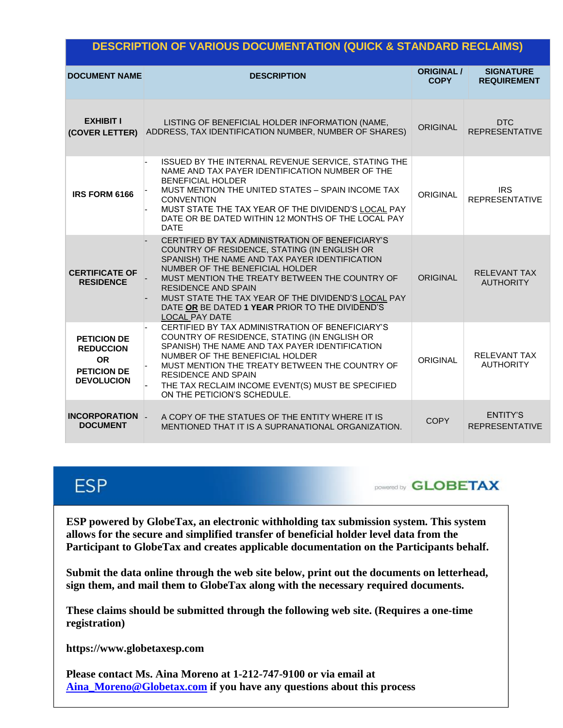| DESCRIPTION OF VARIOUS DOCUMENTATION (QUICK & STANDARD RECLAIMS) | | | |
|---|---|---|---|
| **DOCUMENT NAME** | **DESCRIPTION** | **ORIGINAL / COPY** | **SIGNATURE REQUIREMENT** |
| **EXHIBIT I (COVER LETTER)** | LISTING OF BENEFICIAL HOLDER INFORMATION (NAME, ADDRESS, TAX IDENTIFICATION NUMBER, NUMBER OF SHARES) | ORIGINAL | DTC REPRESENTATIVE |
| **IRS FORM 6166** | - ISSUED BY THE INTERNAL REVENUE SERVICE, STATING THE NAME AND TAX PAYER IDENTIFICATION NUMBER OF THE BENEFICIAL HOLDER<br>- MUST MENTION THE UNITED STATES – SPAIN INCOME TAX CONVENTION<br>- MUST STATE THE TAX YEAR OF THE DIVIDEND'S LOCAL PAY DATE OR BE DATED WITHIN 12 MONTHS OF THE LOCAL PAY DATE | ORIGINAL | IRS REPRESENTATIVE |
| **CERTIFICATE OF RESIDENCE** | - CERTIFIED BY TAX ADMINISTRATION OF BENEFICIARY'S COUNTRY OF RESIDENCE, STATING (IN ENGLISH OR SPANISH) THE NAME AND TAX PAYER IDENTIFICATION NUMBER OF THE BENEFICIAL HOLDER<br>- MUST MENTION THE TREATY BETWEEN THE COUNTRY OF RESIDENCE AND SPAIN<br>- MUST STATE THE TAX YEAR OF THE DIVIDEND'S LOCAL PAY DATE **OR** BE DATED **1 YEAR** PRIOR TO THE DIVIDEND'S LOCAL PAY DATE | ORIGINAL | RELEVANT TAX AUTHORITY |
| **PETICION DE REDUCCION OR PETICION DE DEVOLUCION** | - CERTIFIED BY TAX ADMINISTRATION OF BENEFICIARY'S COUNTRY OF RESIDENCE, STATING (IN ENGLISH OR SPANISH) THE NAME AND TAX PAYER IDENTIFICATION NUMBER OF THE BENEFICIAL HOLDER<br>- MUST MENTION THE TREATY BETWEEN THE COUNTRY OF RESIDENCE AND SPAIN<br>- THE TAX RECLAIM INCOME EVENT(S) MUST BE SPECIFIED ON THE PETICION'S SCHEDULE. | ORIGINAL | RELEVANT TAX AUTHORITY |
| **INCORPORATION DOCUMENT** | - A COPY OF THE STATUES OF THE ENTITY WHERE IT IS MENTIONED THAT IT IS A SUPRANATIONAL ORGANIZATION. | COPY | ENTITY'S REPRESENTATIVE |

## ESP

powered by **GLOBETAX**

**ESP powered by GlobeTax, an electronic withholding tax submission system. This system allows for the secure and simplified transfer of beneficial holder level data from the Participant to GlobeTax and creates applicable documentation on the Participants behalf.**

**Submit the data online through the web site below, print out the documents on letterhead, sign them, and mail them to GlobeTax along with the necessary required documents.**

**These claims should be submitted through the following web site. (Requires a one-time registration)**

**https://www.globetaxesp.com**

**Please contact Ms. Aina Moreno at 1-212-747-9100 or via email at Aina_Moreno@Globetax.com if you have any questions about this process**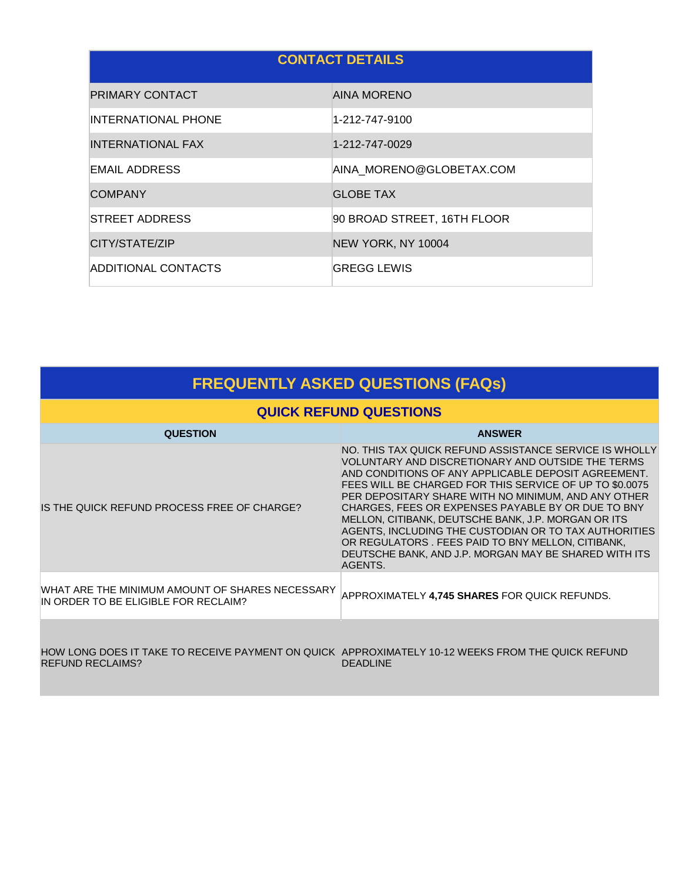| CONTACT DETAILS | |
|---|---|
| PRIMARY CONTACT | AINA MORENO |
| INTERNATIONAL PHONE | 1-212-747-9100 |
| INTERNATIONAL FAX | 1-212-747-0029 |
| EMAIL ADDRESS | AINA_MORENO@GLOBETAX.COM |
| COMPANY | GLOBE TAX |
| STREET ADDRESS | 90 BROAD STREET, 16TH FLOOR |
| CITY/STATE/ZIP | NEW YORK, NY 10004 |
| ADDITIONAL CONTACTS | GREGG LEWIS |

## FREQUENTLY ASKED QUESTIONS (FAQs)

### QUICK REFUND QUESTIONS

| QUESTION | ANSWER |
|---|---|
| IS THE QUICK REFUND PROCESS FREE OF CHARGE? | NO. THIS TAX QUICK REFUND ASSISTANCE SERVICE IS WHOLLY VOLUNTARY AND DISCRETIONARY AND OUTSIDE THE TERMS AND CONDITIONS OF ANY APPLICABLE DEPOSIT AGREEMENT. FEES WILL BE CHARGED FOR THIS SERVICE OF UP TO $0.0075 PER DEPOSITARY SHARE WITH NO MINIMUM, AND ANY OTHER CHARGES, FEES OR EXPENSES PAYABLE BY OR DUE TO BNY MELLON, CITIBANK, DEUTSCHE BANK, J.P. MORGAN OR ITS AGENTS, INCLUDING THE CUSTODIAN OR TO TAX AUTHORITIES OR REGULATORS . FEES PAID TO BNY MELLON, CITIBANK, DEUTSCHE BANK, AND J.P. MORGAN MAY BE SHARED WITH ITS AGENTS. |
| WHAT ARE THE MINIMUM AMOUNT OF SHARES NECESSARY IN ORDER TO BE ELIGIBLE FOR RECLAIM? | APPROXIMATELY **4,745 SHARES** FOR QUICK REFUNDS. |
| HOW LONG DOES IT TAKE TO RECEIVE PAYMENT ON QUICK REFUND RECLAIMS? | APPROXIMATELY 10-12 WEEKS FROM THE QUICK REFUND DEADLINE |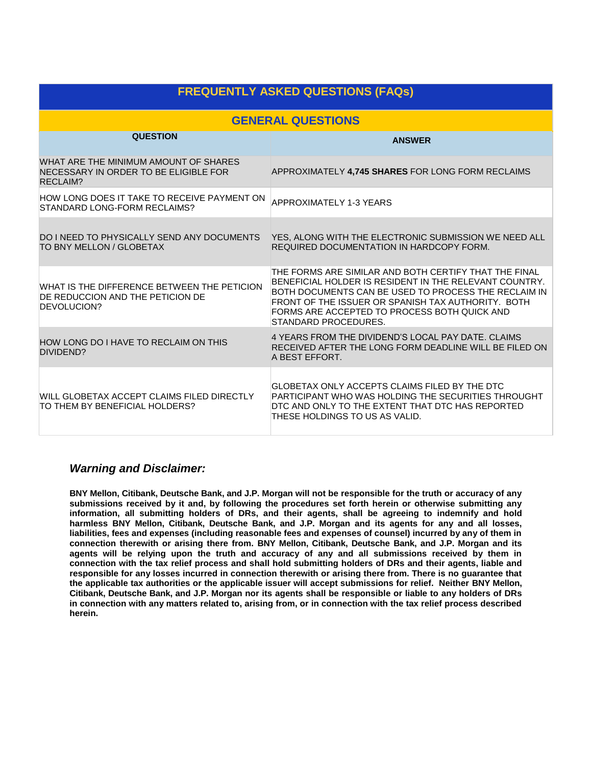## FREQUENTLY ASKED QUESTIONS (FAQs)

### GENERAL QUESTIONS

| QUESTION | ANSWER |
|---|---|
| WHAT ARE THE MINIMUM AMOUNT OF SHARES NECESSARY IN ORDER TO BE ELIGIBLE FOR RECLAIM? | APPROXIMATELY **4,745 SHARES** FOR LONG FORM RECLAIMS |
| HOW LONG DOES IT TAKE TO RECEIVE PAYMENT ON STANDARD LONG-FORM RECLAIMS? | APPROXIMATELY 1-3 YEARS |
| DO I NEED TO PHYSICALLY SEND ANY DOCUMENTS TO BNY MELLON / GLOBETAX | YES, ALONG WITH THE ELECTRONIC SUBMISSION WE NEED ALL REQUIRED DOCUMENTATION IN HARDCOPY FORM. |
| WHAT IS THE DIFFERENCE BETWEEN THE PETICION DE REDUCCION AND THE PETICION DE DEVOLUCION? | THE FORMS ARE SIMILAR AND BOTH CERTIFY THAT THE FINAL BENEFICIAL HOLDER IS RESIDENT IN THE RELEVANT COUNTRY. BOTH DOCUMENTS CAN BE USED TO PROCESS THE RECLAIM IN FRONT OF THE ISSUER OR SPANISH TAX AUTHORITY. BOTH FORMS ARE ACCEPTED TO PROCESS BOTH QUICK AND STANDARD PROCEDURES. |
| HOW LONG DO I HAVE TO RECLAIM ON THIS DIVIDEND? | 4 YEARS FROM THE DIVIDEND'S LOCAL PAY DATE. CLAIMS RECEIVED AFTER THE LONG FORM DEADLINE WILL BE FILED ON A BEST EFFORT. |
| WILL GLOBETAX ACCEPT CLAIMS FILED DIRECTLY TO THEM BY BENEFICIAL HOLDERS? | GLOBETAX ONLY ACCEPTS CLAIMS FILED BY THE DTC PARTICIPANT WHO WAS HOLDING THE SECURITIES THROUGHT DTC AND ONLY TO THE EXTENT THAT DTC HAS REPORTED THESE HOLDINGS TO US AS VALID. |

### *Warning and Disclaimer:*

**BNY Mellon, Citibank, Deutsche Bank, and J.P. Morgan will not be responsible for the truth or accuracy of any submissions received by it and, by following the procedures set forth herein or otherwise submitting any information, all submitting holders of DRs, and their agents, shall be agreeing to indemnify and hold harmless BNY Mellon, Citibank, Deutsche Bank, and J.P. Morgan and its agents for any and all losses, liabilities, fees and expenses (including reasonable fees and expenses of counsel) incurred by any of them in connection therewith or arising there from. BNY Mellon, Citibank, Deutsche Bank, and J.P. Morgan and its agents will be relying upon the truth and accuracy of any and all submissions received by them in connection with the tax relief process and shall hold submitting holders of DRs and their agents, liable and responsible for any losses incurred in connection therewith or arising there from. There is no guarantee that the applicable tax authorities or the applicable issuer will accept submissions for relief. Neither BNY Mellon, Citibank, Deutsche Bank, and J.P. Morgan nor its agents shall be responsible or liable to any holders of DRs in connection with any matters related to, arising from, or in connection with the tax relief process described herein.**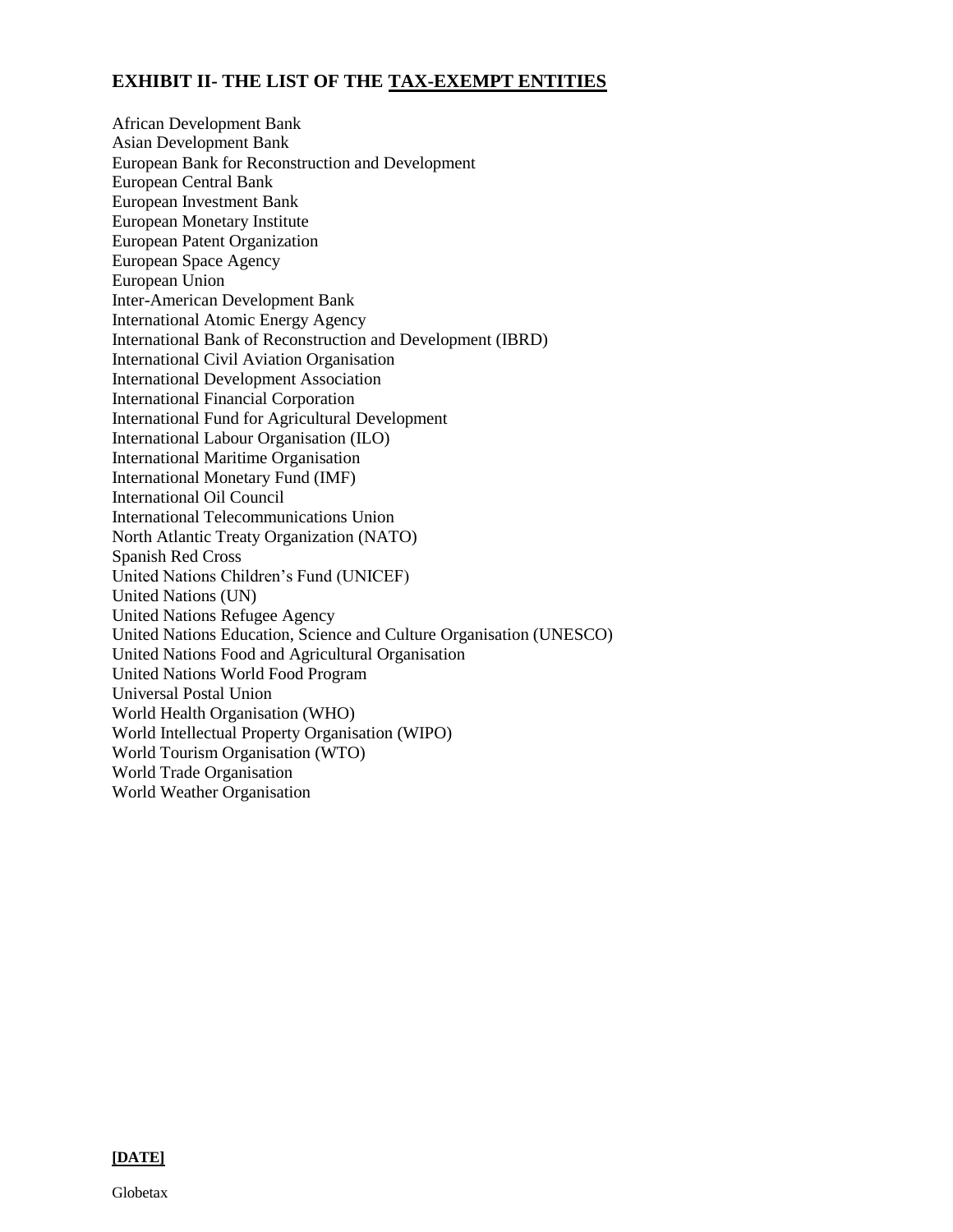## EXHIBIT II- THE LIST OF THE TAX-EXEMPT ENTITIES

African Development Bank
Asian Development Bank
European Bank for Reconstruction and Development
European Central Bank
European Investment Bank
European Monetary Institute
European Patent Organization
European Space Agency
European Union
Inter-American Development Bank
International Atomic Energy Agency
International Bank of Reconstruction and Development (IBRD)
International Civil Aviation Organisation
International Development Association
International Financial Corporation
International Fund for Agricultural Development
International Labour Organisation (ILO)
International Maritime Organisation
International Monetary Fund (IMF)
International Oil Council
International Telecommunications Union
North Atlantic Treaty Organization (NATO)
Spanish Red Cross
United Nations Children's Fund (UNICEF)
United Nations (UN)
United Nations Refugee Agency
United Nations Education, Science and Culture Organisation (UNESCO)
United Nations Food and Agricultural Organisation
United Nations World Food Program
Universal Postal Union
World Health Organisation (WHO)
World Intellectual Property Organisation (WIPO)
World Tourism Organisation (WTO)
World Trade Organisation
World Weather Organisation

**[DATE]**

Globetax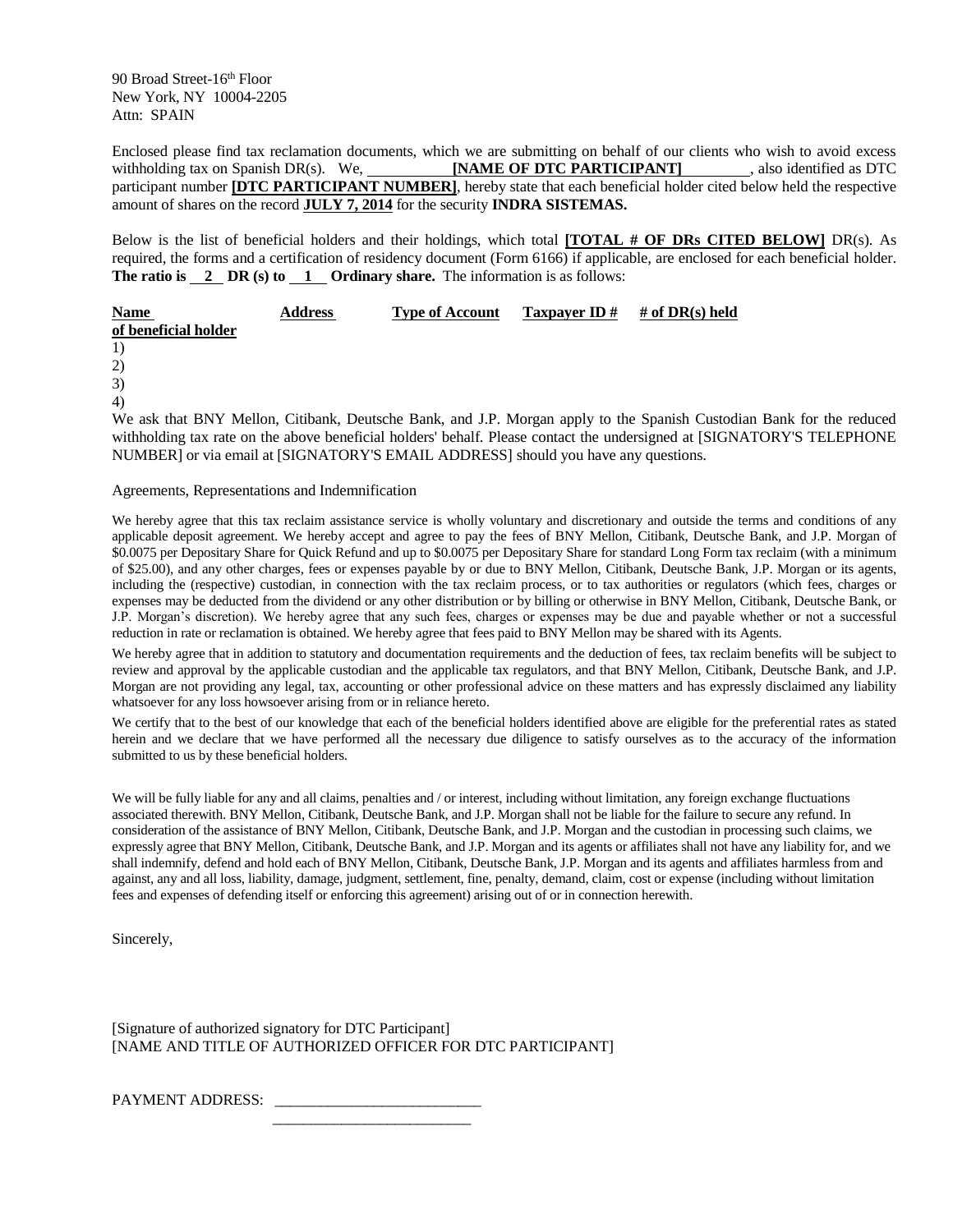90 Broad Street-16th Floor
New York, NY 10004-2205
Attn: SPAIN

Enclosed please find tax reclamation documents, which we are submitting on behalf of our clients who wish to avoid excess withholding tax on Spanish DR(s). We, **[NAME OF DTC PARTICIPANT]**, also identified as DTC participant number **[DTC PARTICIPANT NUMBER]**, hereby state that each beneficial holder cited below held the respective amount of shares on the record **JULY 7, 2014** for the security **INDRA SISTEMAS.**

Below is the list of beneficial holders and their holdings, which total **[TOTAL # OF DRs CITED BELOW]** DR(s). As required, the forms and a certification of residency document (Form 6166) if applicable, are enclosed for each beneficial holder. **The ratio is 2 DR (s) to 1 Ordinary share.** The information is as follows:

| Name of beneficial holder | Address | Type of Account | Taxpayer ID # | # of DR(s) held |
|---|---|---|---|---|
| 1) | | | | |
| 2) | | | | |
| 3) | | | | |
| 4) | | | | |

We ask that BNY Mellon, Citibank, Deutsche Bank, and J.P. Morgan apply to the Spanish Custodian Bank for the reduced withholding tax rate on the above beneficial holders' behalf. Please contact the undersigned at [SIGNATORY'S TELEPHONE NUMBER] or via email at [SIGNATORY'S EMAIL ADDRESS] should you have any questions.

Agreements, Representations and Indemnification

We hereby agree that this tax reclaim assistance service is wholly voluntary and discretionary and outside the terms and conditions of any applicable deposit agreement. We hereby accept and agree to pay the fees of BNY Mellon, Citibank, Deutsche Bank, and J.P. Morgan of $0.0075 per Depositary Share for Quick Refund and up to $0.0075 per Depositary Share for standard Long Form tax reclaim (with a minimum of $25.00), and any other charges, fees or expenses payable by or due to BNY Mellon, Citibank, Deutsche Bank, J.P. Morgan or its agents, including the (respective) custodian, in connection with the tax reclaim process, or to tax authorities or regulators (which fees, charges or expenses may be deducted from the dividend or any other distribution or by billing or otherwise in BNY Mellon, Citibank, Deutsche Bank, or J.P. Morgan's discretion). We hereby agree that any such fees, charges or expenses may be due and payable whether or not a successful reduction in rate or reclamation is obtained. We hereby agree that fees paid to BNY Mellon may be shared with its Agents.

We hereby agree that in addition to statutory and documentation requirements and the deduction of fees, tax reclaim benefits will be subject to review and approval by the applicable custodian and the applicable tax regulators, and that BNY Mellon, Citibank, Deutsche Bank, and J.P. Morgan are not providing any legal, tax, accounting or other professional advice on these matters and has expressly disclaimed any liability whatsoever for any loss howsoever arising from or in reliance hereto.

We certify that to the best of our knowledge that each of the beneficial holders identified above are eligible for the preferential rates as stated herein and we declare that we have performed all the necessary due diligence to satisfy ourselves as to the accuracy of the information submitted to us by these beneficial holders.

We will be fully liable for any and all claims, penalties and / or interest, including without limitation, any foreign exchange fluctuations associated therewith. BNY Mellon, Citibank, Deutsche Bank, and J.P. Morgan shall not be liable for the failure to secure any refund. In consideration of the assistance of BNY Mellon, Citibank, Deutsche Bank, and J.P. Morgan and the custodian in processing such claims, we expressly agree that BNY Mellon, Citibank, Deutsche Bank, and J.P. Morgan and its agents or affiliates shall not have any liability for, and we shall indemnify, defend and hold each of BNY Mellon, Citibank, Deutsche Bank, J.P. Morgan and its agents and affiliates harmless from and against, any and all loss, liability, damage, judgment, settlement, fine, penalty, demand, claim, cost or expense (including without limitation fees and expenses of defending itself or enforcing this agreement) arising out of or in connection herewith.

Sincerely,

[Signature of authorized signatory for DTC Participant]
[NAME AND TITLE OF AUTHORIZED OFFICER FOR DTC PARTICIPANT]

PAYMENT ADDRESS: ___________________________
___________________________